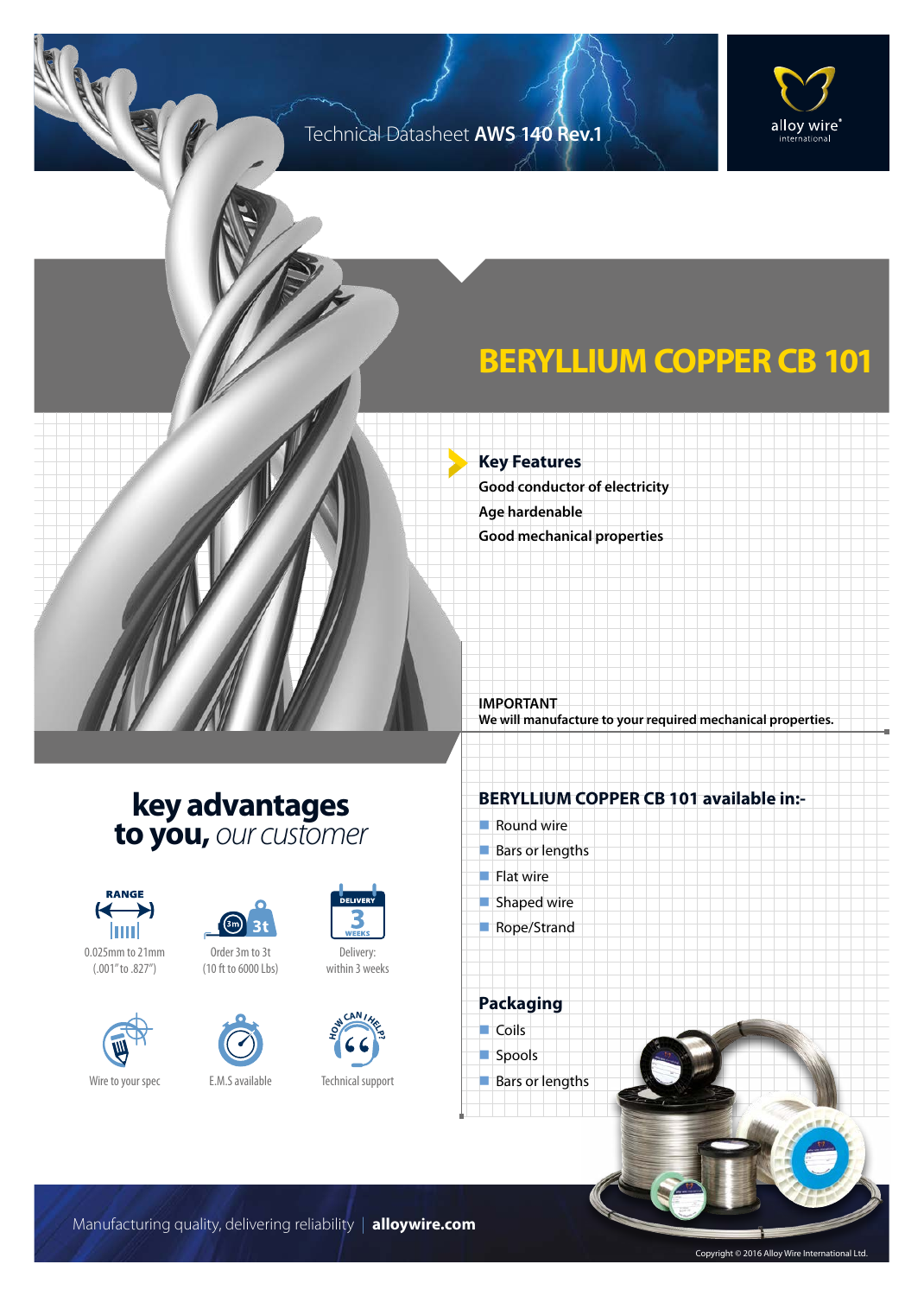Technical Datasheet **AWS 140 Rev.1**

# BERYLLIUM COPPER CB 101

## Key Features

**Good conductor of electricity**

**Age hardenable**

**Good mechanical properties**

**IMPORTANT**

**We will manufacture to your required mechanical properties.**

## key advantages to you, *our customer*

- RANGE: 0.025mm to 21mm (.001" to .827")
- Order 3m to 3t (10 ft to 6000 Lbs)
- Delivery: within 3 weeks
- Wire to your spec
- E.M.S available
- Technical support

## BERYLLIUM COPPER CB 101 available in:-

- Round wire
- Bars or lengths
- Flat wire
- Shaped wire
- Rope/Strand

## Packaging

- Coils
- Spools
- Bars or lengths

Manufacturing quality, delivering reliability | **alloywire.com**

Copyright © 2016 Alloy Wire International Ltd.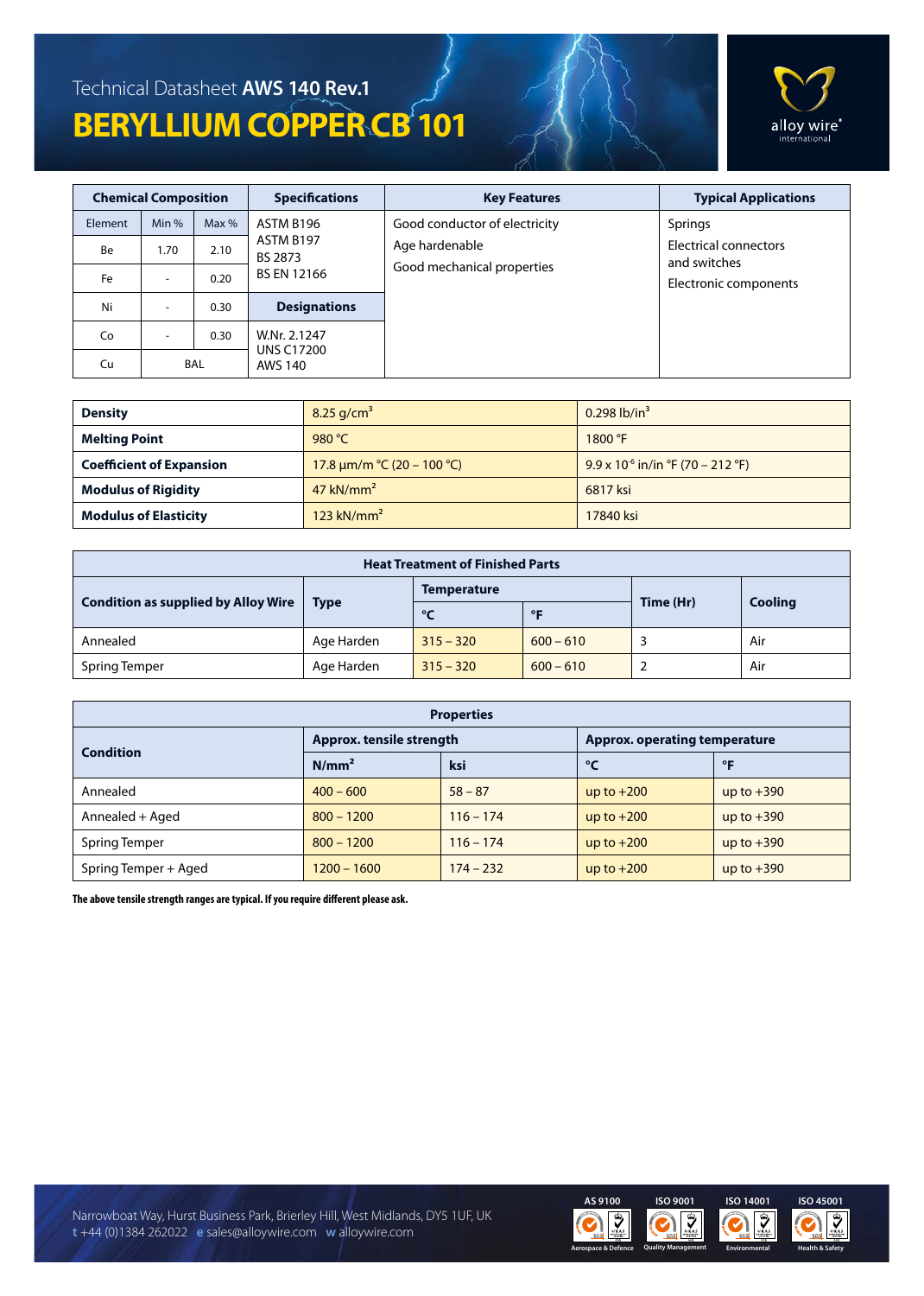Technical Datasheet **AWS 140 Rev.1**

# BERYLLIUM COPPER CB 101

| Chemical Composition | | | Specifications | Key Features | Typical Applications |
|---|---|---|---|---|---|
| Element | Min % | Max % | ASTM B196<br>ASTM B197<br>BS 2873<br>BS EN 12166 | Good conductor of electricity<br>Age hardenable<br>Good mechanical properties | Springs<br>Electrical connectors and switches<br>Electronic components |
| Be | 1.70 | 2.10 | | | |
| Fe | - | 0.20 | | | |
| Ni | - | 0.30 | **Designations** | | |
| Co | - | 0.30 | W.Nr. 2.1247<br>UNS C17200<br>AWS 140 | | |
| Cu | BAL | | | | |

| | | |
|---|---|---|
| **Density** | 8.25 g/cm$^3$ | 0.298 lb/in$^3$ |
| **Melting Point** | 980 °C | 1800 °F |
| **Coefficient of Expansion** | 17.8 µm/m °C (20 – 100 °C) | 9.9 x 10$^{-6}$ in/in °F (70 – 212 °F) |
| **Modulus of Rigidity** | 47 kN/mm$^2$ | 6817 ksi |
| **Modulus of Elasticity** | 123 kN/mm$^2$ | 17840 ksi |

**Heat Treatment of Finished Parts**

| Condition as supplied by Alloy Wire | Type | Temperature | | Time (Hr) | Cooling |
|---|---|---|---|---|---|
| | | °C | °F | | |
| Annealed | Age Harden | 315 – 320 | 600 – 610 | 3 | Air |
| Spring Temper | Age Harden | 315 – 320 | 600 – 610 | 2 | Air |

**Properties**

| Condition | Approx. tensile strength | | Approx. operating temperature | |
|---|---|---|---|---|
| | N/mm$^2$ | ksi | °C | °F |
| Annealed | 400 – 600 | 58 – 87 | up to +200 | up to +390 |
| Annealed + Aged | 800 – 1200 | 116 – 174 | up to +200 | up to +390 |
| Spring Temper | 800 – 1200 | 116 – 174 | up to +200 | up to +390 |
| Spring Temper + Aged | 1200 – 1600 | 174 – 232 | up to +200 | up to +390 |

**The above tensile strength ranges are typical. If you require different please ask.**

Narrowboat Way, Hurst Business Park, Brierley Hill, West Midlands, DY5 1UF, UK
**t** +44 (0)1384 262022 **e** sales@alloywire.com **w** alloywire.com

AS 9100 Aerospace & Defence | ISO 9001 Quality Management | ISO 14001 Environmental | ISO 45001 Health & Safety